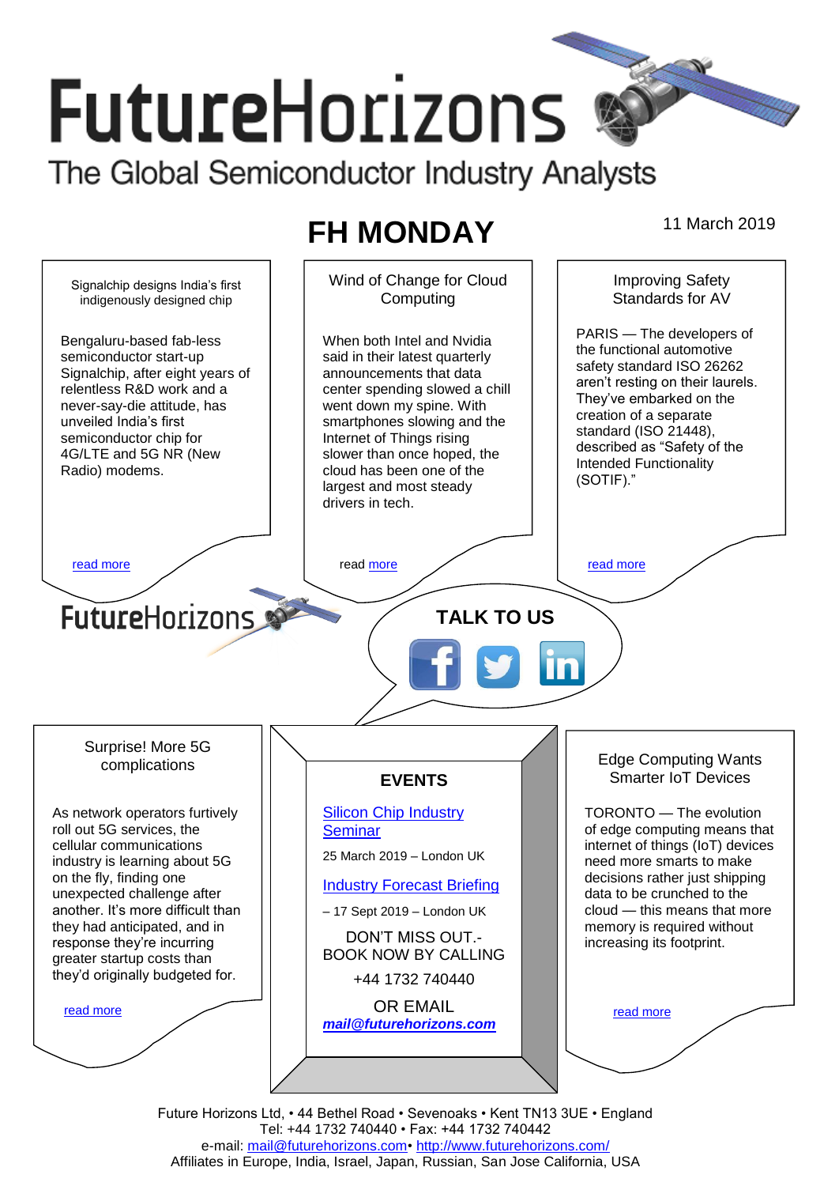# FutureHorizons

The Global Semiconductor Industry Analysts

## FH MONDAY

11 March 2019

### Signalchip designs India's first indigenously designed chip

Bengaluru-based fab-less semiconductor start-up Signalchip, after eight years of relentless R&D work and a never-say-die attitude, has unveiled India's first semiconductor chip for 4G/LTE and 5G NR (New Radio) modems.

read more

### Wind of Change for Cloud Computing

When both Intel and Nvidia said in their latest quarterly announcements that data center spending slowed a chill went down my spine. With smartphones slowing and the Internet of Things rising slower than once hoped, the cloud has been one of the largest and most steady drivers in tech.

read more

### Improving Safety Standards for AV

PARIS — The developers of the functional automotive safety standard ISO 26262 aren't resting on their laurels. They've embarked on the creation of a separate standard (ISO 21448), described as "Safety of the Intended Functionality (SOTIF)."

read more

FutureHorizons

**TALK TO US**

### Surprise! More 5G complications

As network operators furtively roll out 5G services, the cellular communications industry is learning about 5G on the fly, finding one unexpected challenge after another. It's more difficult than they had anticipated, and in response they're incurring greater startup costs than they'd originally budgeted for.

read more

### EVENTS

Silicon Chip Industry Seminar

25 March 2019 – London UK

Industry Forecast Briefing

– 17 Sept 2019 – London UK

DON'T MISS OUT.- BOOK NOW BY CALLING

+44 1732 740440

OR EMAIL

***mail@futurehorizons.com***

### Edge Computing Wants Smarter IoT Devices

TORONTO — The evolution of edge computing means that internet of things (IoT) devices need more smarts to make decisions rather just shipping data to be crunched to the cloud — this means that more memory is required without increasing its footprint.

read more

Future Horizons Ltd, • 44 Bethel Road • Sevenoaks • Kent TN13 3UE • England
Tel: +44 1732 740440 • Fax: +44 1732 740442
e-mail: mail@futurehorizons.com• http://www.futurehorizons.com/
Affiliates in Europe, India, Israel, Japan, Russian, San Jose California, USA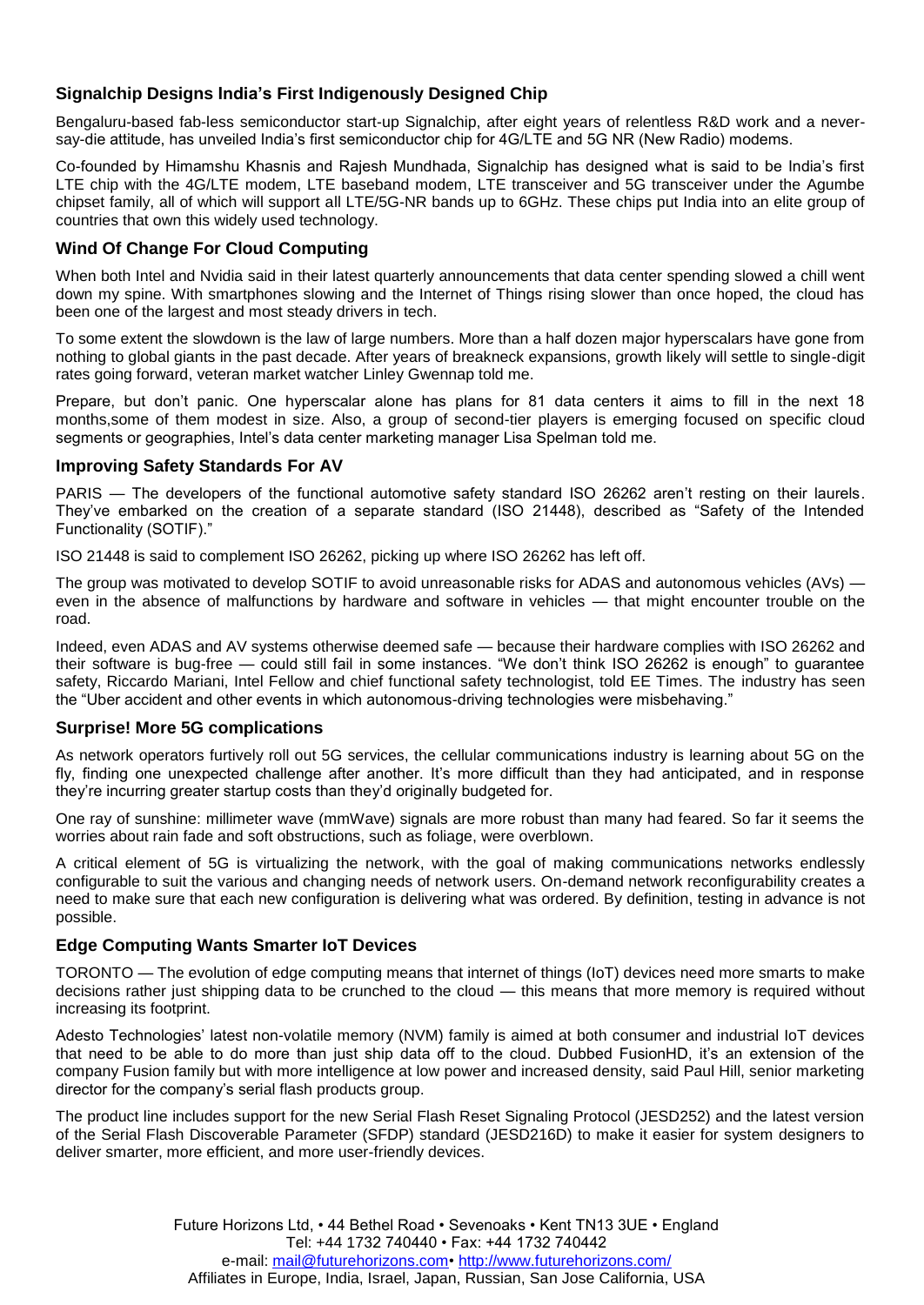### Signalchip Designs India's First Indigenously Designed Chip

Bengaluru-based fab-less semiconductor start-up Signalchip, after eight years of relentless R&D work and a never-say-die attitude, has unveiled India's first semiconductor chip for 4G/LTE and 5G NR (New Radio) modems.

Co-founded by Himamshu Khasnis and Rajesh Mundhada, Signalchip has designed what is said to be India's first LTE chip with the 4G/LTE modem, LTE baseband modem, LTE transceiver and 5G transceiver under the Agumbe chipset family, all of which will support all LTE/5G-NR bands up to 6GHz. These chips put India into an elite group of countries that own this widely used technology.

### Wind Of Change For Cloud Computing

When both Intel and Nvidia said in their latest quarterly announcements that data center spending slowed a chill went down my spine. With smartphones slowing and the Internet of Things rising slower than once hoped, the cloud has been one of the largest and most steady drivers in tech.

To some extent the slowdown is the law of large numbers. More than a half dozen major hyperscalars have gone from nothing to global giants in the past decade. After years of breakneck expansions, growth likely will settle to single-digit rates going forward, veteran market watcher Linley Gwennap told me.

Prepare, but don't panic. One hyperscalar alone has plans for 81 data centers it aims to fill in the next 18 months,some of them modest in size. Also, a group of second-tier players is emerging focused on specific cloud segments or geographies, Intel's data center marketing manager Lisa Spelman told me.

### Improving Safety Standards For AV

PARIS — The developers of the functional automotive safety standard ISO 26262 aren't resting on their laurels. They've embarked on the creation of a separate standard (ISO 21448), described as "Safety of the Intended Functionality (SOTIF)."

ISO 21448 is said to complement ISO 26262, picking up where ISO 26262 has left off.

The group was motivated to develop SOTIF to avoid unreasonable risks for ADAS and autonomous vehicles (AVs) — even in the absence of malfunctions by hardware and software in vehicles — that might encounter trouble on the road.

Indeed, even ADAS and AV systems otherwise deemed safe — because their hardware complies with ISO 26262 and their software is bug-free — could still fail in some instances. "We don't think ISO 26262 is enough" to guarantee safety, Riccardo Mariani, Intel Fellow and chief functional safety technologist, told EE Times. The industry has seen the "Uber accident and other events in which autonomous-driving technologies were misbehaving."

### Surprise! More 5G complications

As network operators furtively roll out 5G services, the cellular communications industry is learning about 5G on the fly, finding one unexpected challenge after another. It's more difficult than they had anticipated, and in response they're incurring greater startup costs than they'd originally budgeted for.

One ray of sunshine: millimeter wave (mmWave) signals are more robust than many had feared. So far it seems the worries about rain fade and soft obstructions, such as foliage, were overblown.

A critical element of 5G is virtualizing the network, with the goal of making communications networks endlessly configurable to suit the various and changing needs of network users. On-demand network reconfigurability creates a need to make sure that each new configuration is delivering what was ordered. By definition, testing in advance is not possible.

### Edge Computing Wants Smarter IoT Devices

TORONTO — The evolution of edge computing means that internet of things (IoT) devices need more smarts to make decisions rather just shipping data to be crunched to the cloud — this means that more memory is required without increasing its footprint.

Adesto Technologies' latest non-volatile memory (NVM) family is aimed at both consumer and industrial IoT devices that need to be able to do more than just ship data off to the cloud. Dubbed FusionHD, it's an extension of the company Fusion family but with more intelligence at low power and increased density, said Paul Hill, senior marketing director for the company's serial flash products group.

The product line includes support for the new Serial Flash Reset Signaling Protocol (JESD252) and the latest version of the Serial Flash Discoverable Parameter (SFDP) standard (JESD216D) to make it easier for system designers to deliver smarter, more efficient, and more user-friendly devices.

Future Horizons Ltd, • 44 Bethel Road • Sevenoaks • Kent TN13 3UE • England
Tel: +44 1732 740440 • Fax: +44 1732 740442
e-mail: mail@futurehorizons.com• http://www.futurehorizons.com/
Affiliates in Europe, India, Israel, Japan, Russian, San Jose California, USA